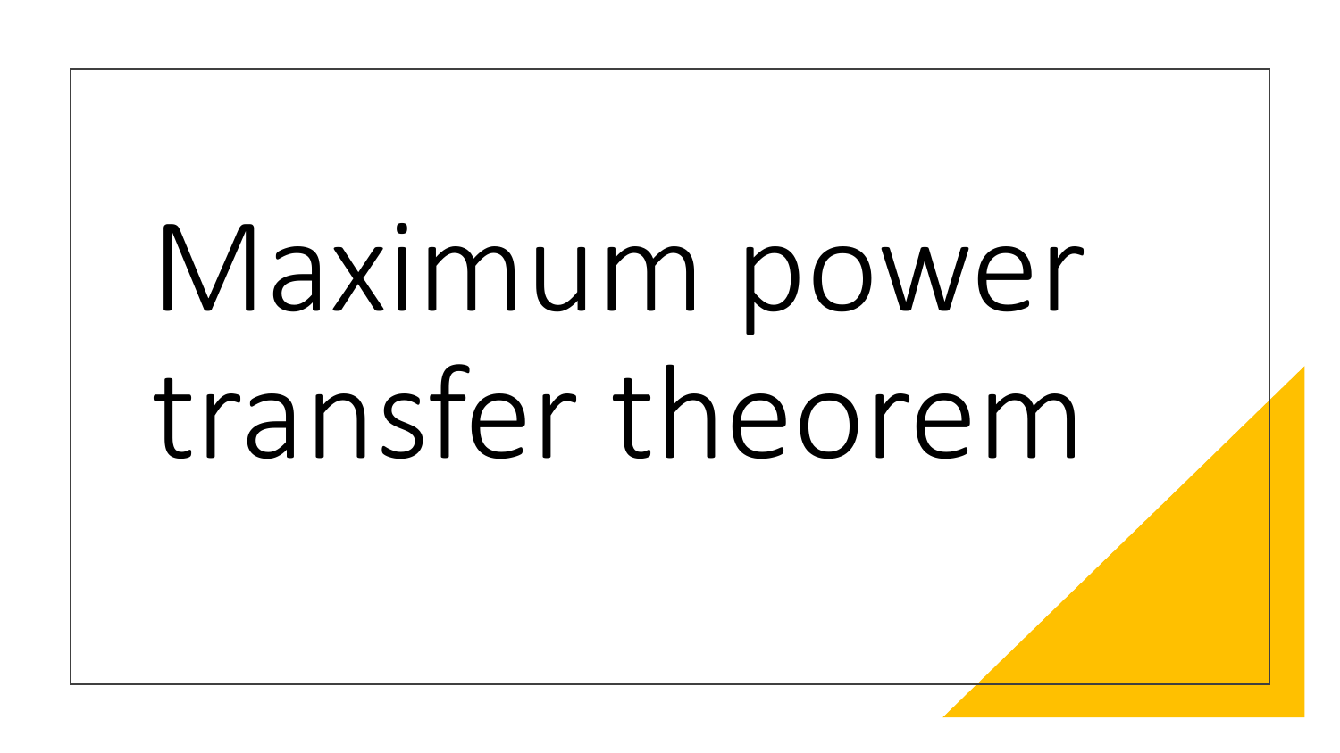# Maximum power transfer theorem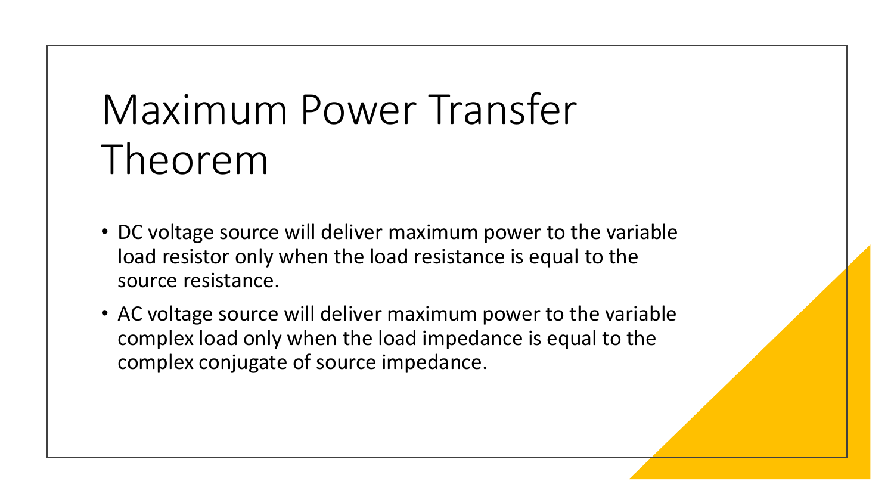# Maximum Power Transfer Theorem

- DC voltage source will deliver maximum power to the variable load resistor only when the load resistance is equal to the source resistance.
- AC voltage source will deliver maximum power to the variable complex load only when the load impedance is equal to the complex conjugate of source impedance.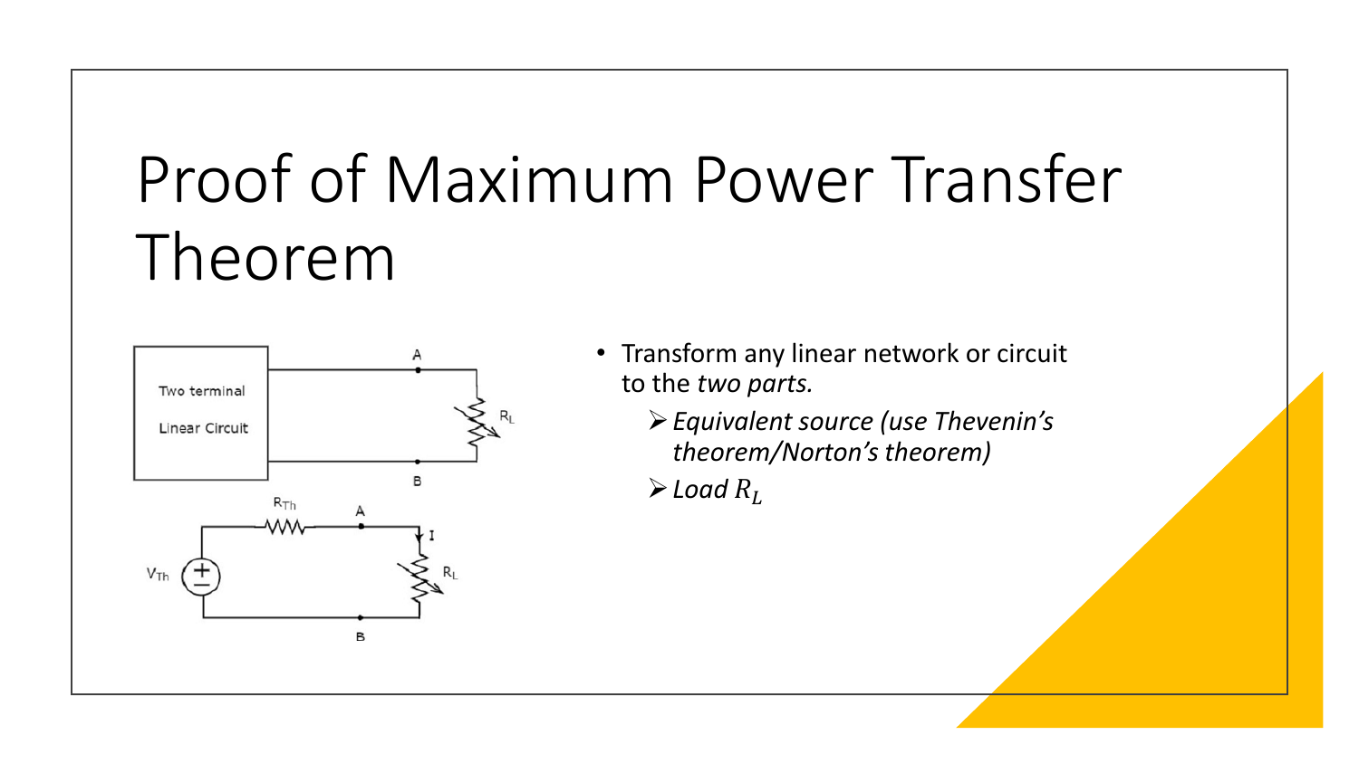# Proof of Maximum Power Transfer Theorem

- Transform any linear network or circuit to the *two parts.*
  - ➢ *Equivalent source (use Thevenin's theorem/Norton's theorem)*
  - ➢ *Load $R_L$*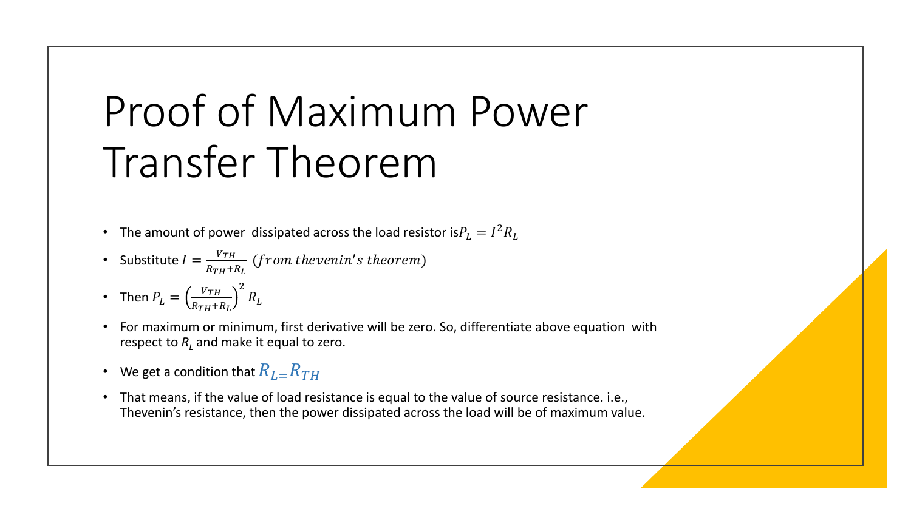# Proof of Maximum Power Transfer Theorem

- The amount of power dissipated across the load resistor is $P_L = I^2 R_L$
- Substitute $I = \frac{V_{TH}}{R_{TH}+R_L}$ $(from\ thevenin's\ theorem)$
- Then $P_L = \left(\frac{V_{TH}}{R_{TH}+R_L}\right)^2 R_L$
- For maximum or minimum, first derivative will be zero. So, differentiate above equation with respect to $R_L$ and make it equal to zero.
- We get a condition that $R_L = R_{TH}$
- That means, if the value of load resistance is equal to the value of source resistance. i.e., Thevenin's resistance, then the power dissipated across the load will be of maximum value.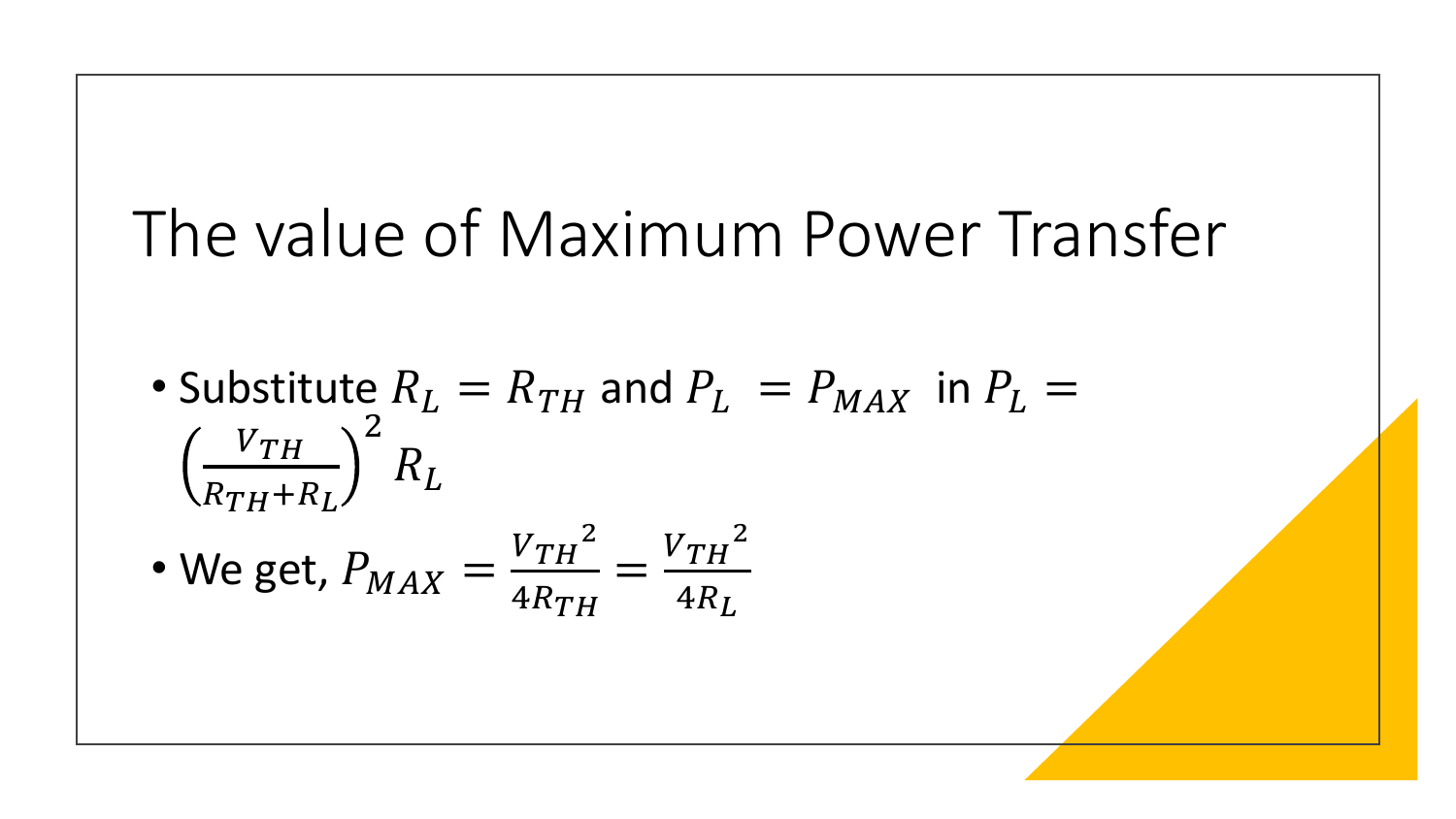# The value of Maximum Power Transfer

- Substitute $R_L = R_{TH}$ and $P_L = P_{MAX}$ in $P_L = \left(\frac{V_{TH}}{R_{TH}+R_L}\right)^2 R_L$
- We get, $P_{MAX} = \frac{{V_{TH}}^2}{4R_{TH}} = \frac{{V_{TH}}^2}{4R_L}$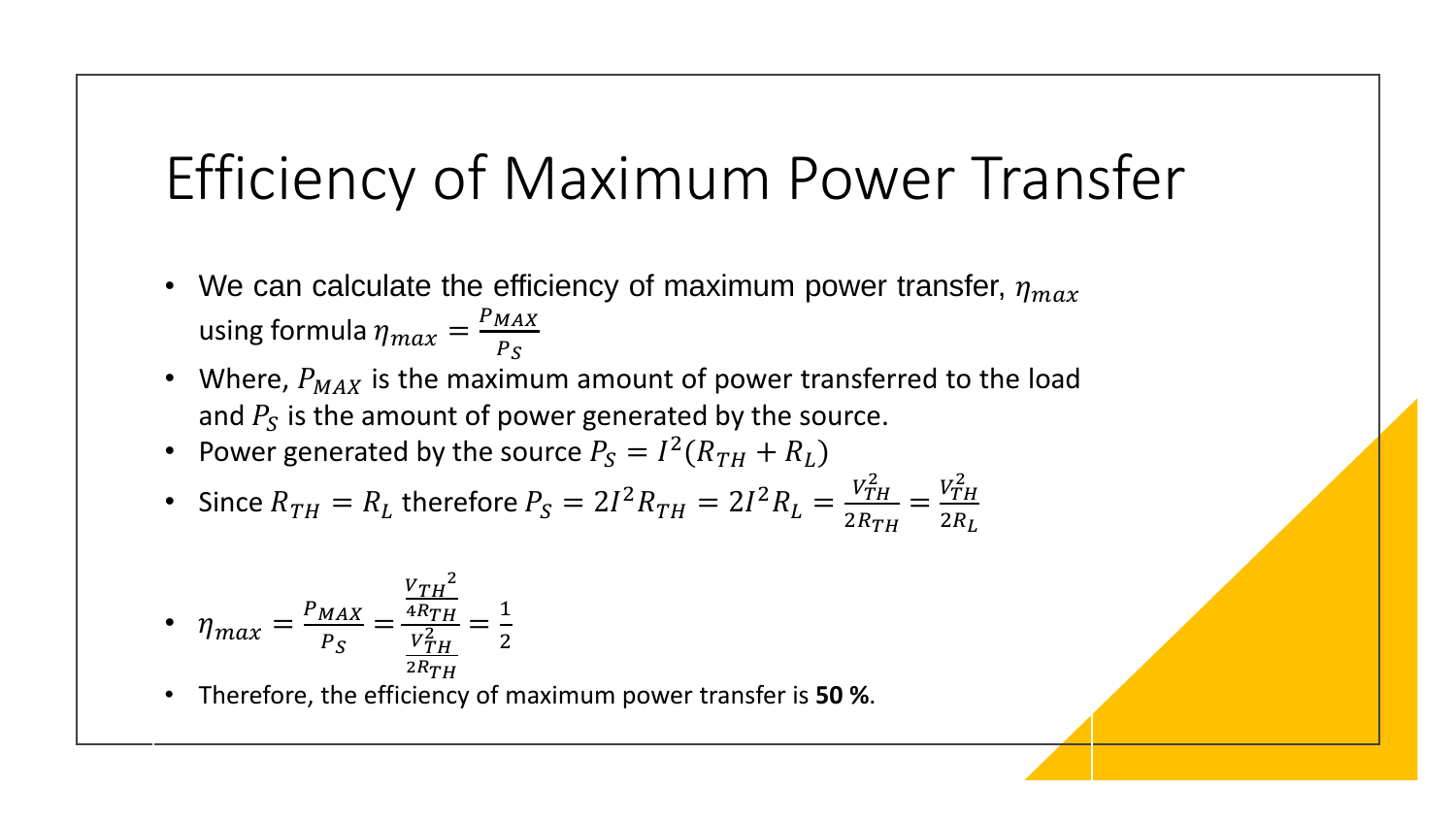# Efficiency of Maximum Power Transfer

- We can calculate the efficiency of maximum power transfer, $\eta_{max}$ using formula $\eta_{max} = \frac{P_{MAX}}{P_S}$
- Where, $P_{MAX}$ is the maximum amount of power transferred to the load and $P_S$ is the amount of power generated by the source.
- Power generated by the source $P_S = I^2(R_{TH} + R_L)$
- Since $R_{TH} = R_L$ therefore $P_S = 2I^2 R_{TH} = 2I^2 R_L = \frac{V_{TH}^2}{2R_{TH}} = \frac{V_{TH}^2}{2R_L}$
- $\eta_{max} = \frac{P_{MAX}}{P_S} = \frac{\frac{{V_{TH}}^2}{4R_{TH}}}{\frac{V_{TH}^2}{2R_{TH}}} = \frac{1}{2}$
- Therefore, the efficiency of maximum power transfer is **50 %**.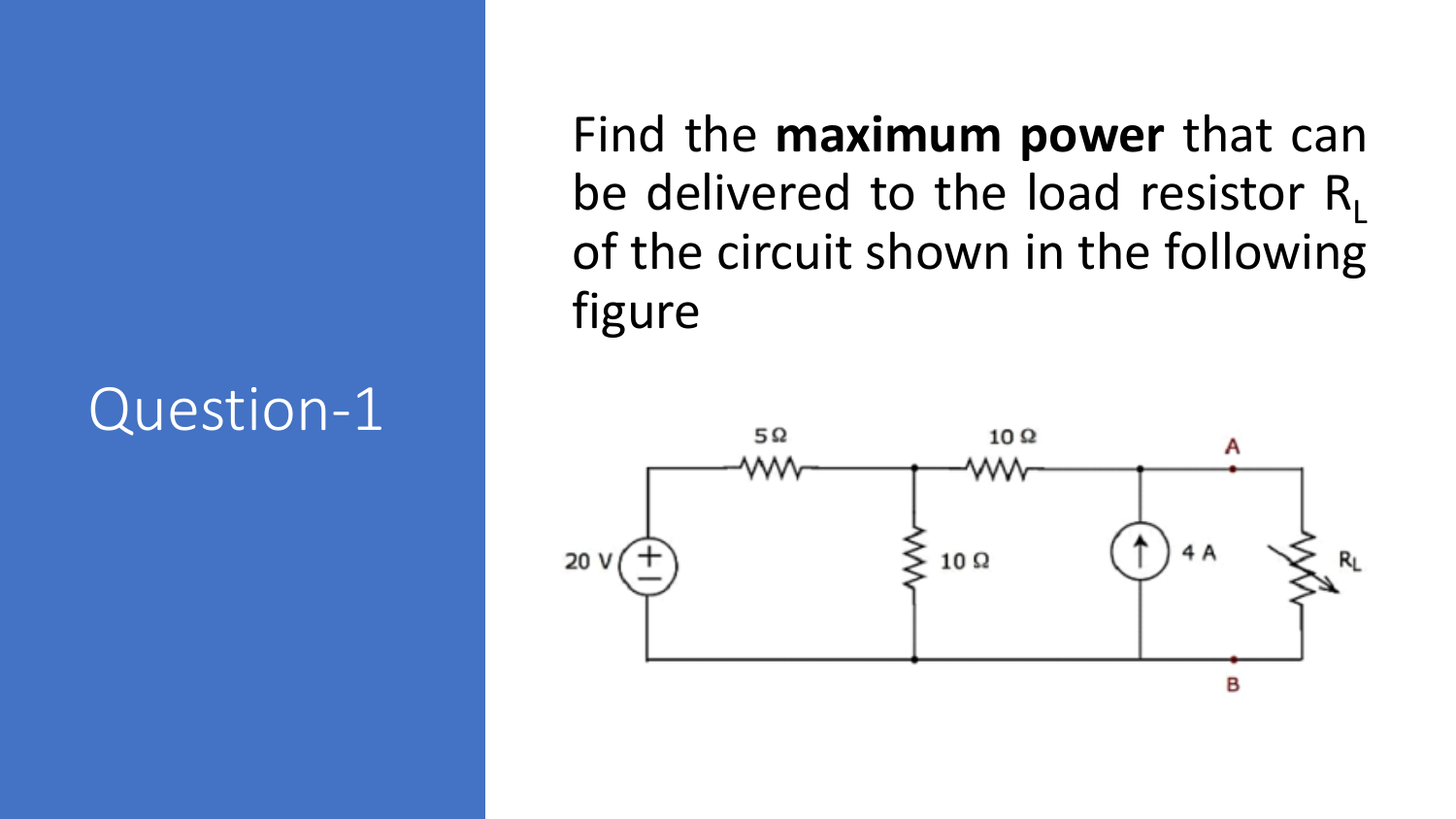# Question-1

Find the **maximum power** that can be delivered to the load resistor $R_L$ of the circuit shown in the following figure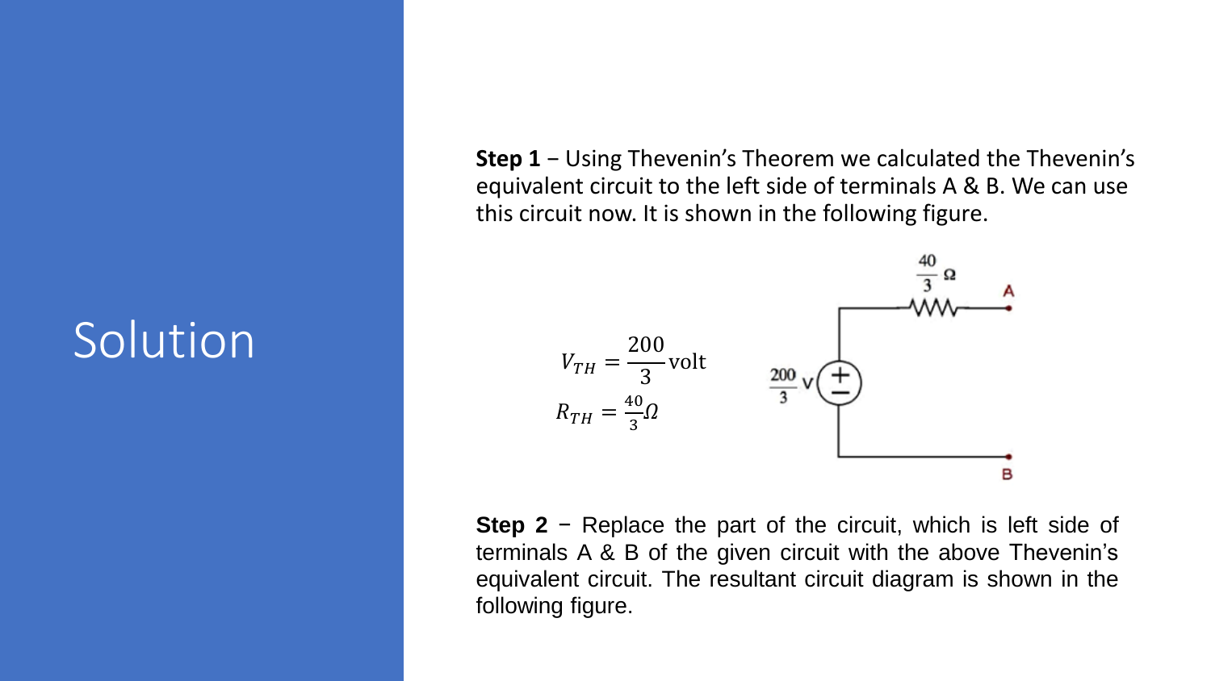# Solution

**Step 1** − Using Thevenin's Theorem we calculated the Thevenin's equivalent circuit to the left side of terminals A & B. We can use this circuit now. It is shown in the following figure.

$$V_{TH} = \frac{200}{3} \text{volt}$$

$$R_{TH} = \frac{40}{3} \Omega$$

**Step 2** − Replace the part of the circuit, which is left side of terminals A & B of the given circuit with the above Thevenin's equivalent circuit. The resultant circuit diagram is shown in the following figure.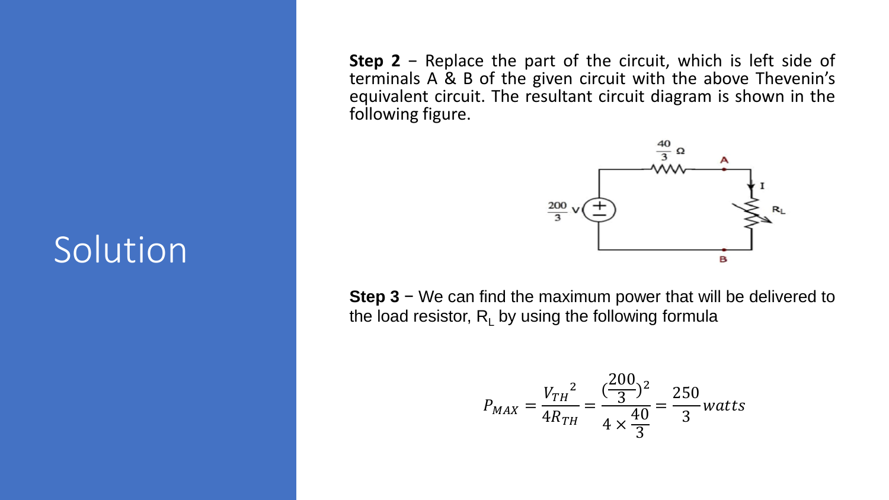# Solution

**Step 2** − Replace the part of the circuit, which is left side of terminals A & B of the given circuit with the above Thevenin's equivalent circuit. The resultant circuit diagram is shown in the following figure.

**Step 3** − We can find the maximum power that will be delivered to the load resistor, $R_L$ by using the following formula

$$P_{MAX} = \frac{{V_{TH}}^2}{4R_{TH}} = \frac{(\frac{200}{3})^2}{4 \times \frac{40}{3}} = \frac{250}{3} watts$$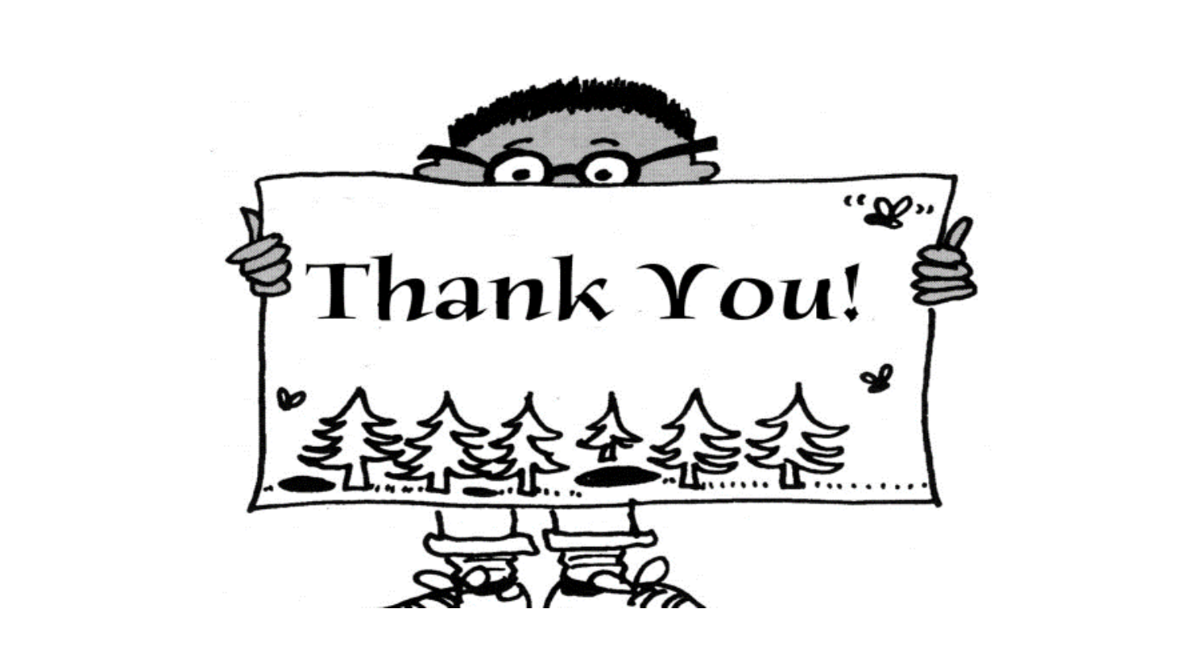Thank You!